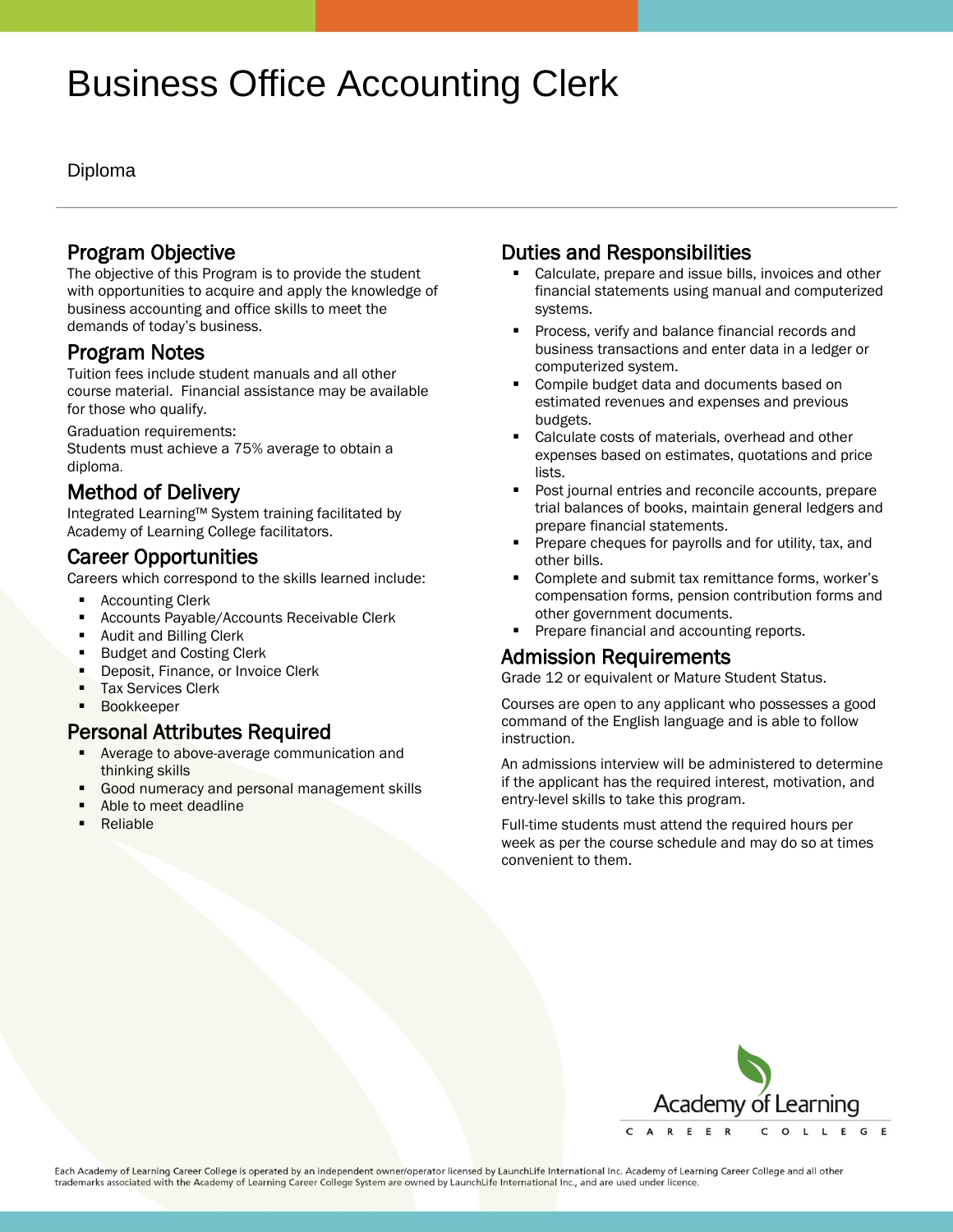# Business Office Accounting Clerk

Diploma

## Program Objective

The objective of this Program is to provide the student with opportunities to acquire and apply the knowledge of business accounting and office skills to meet the demands of today's business.

## Program Notes

Tuition fees include student manuals and all other course material. Financial assistance may be available for those who qualify.

Graduation requirements:
Students must achieve a 75% average to obtain a diploma.

## Method of Delivery

Integrated Learning™ System training facilitated by Academy of Learning College facilitators.

## Career Opportunities

Careers which correspond to the skills learned include:

- Accounting Clerk
- Accounts Payable/Accounts Receivable Clerk
- Audit and Billing Clerk
- Budget and Costing Clerk
- Deposit, Finance, or Invoice Clerk
- Tax Services Clerk
- Bookkeeper

## Personal Attributes Required

- Average to above-average communication and thinking skills
- Good numeracy and personal management skills
- Able to meet deadline
- Reliable

## Duties and Responsibilities

- Calculate, prepare and issue bills, invoices and other financial statements using manual and computerized systems.
- Process, verify and balance financial records and business transactions and enter data in a ledger or computerized system.
- Compile budget data and documents based on estimated revenues and expenses and previous budgets.
- Calculate costs of materials, overhead and other expenses based on estimates, quotations and price lists.
- Post journal entries and reconcile accounts, prepare trial balances of books, maintain general ledgers and prepare financial statements.
- Prepare cheques for payrolls and for utility, tax, and other bills.
- Complete and submit tax remittance forms, worker's compensation forms, pension contribution forms and other government documents.
- Prepare financial and accounting reports.

## Admission Requirements

Grade 12 or equivalent or Mature Student Status.

Courses are open to any applicant who possesses a good command of the English language and is able to follow instruction.

An admissions interview will be administered to determine if the applicant has the required interest, motivation, and entry-level skills to take this program.

Full-time students must attend the required hours per week as per the course schedule and may do so at times convenient to them.

Academy of Learning
CAREER COLLEGE

Each Academy of Learning Career College is operated by an independent owner/operator licensed by LaunchLife International Inc. Academy of Learning Career College and all other trademarks associated with the Academy of Learning Career College System are owned by LaunchLife International Inc., and are used under licence.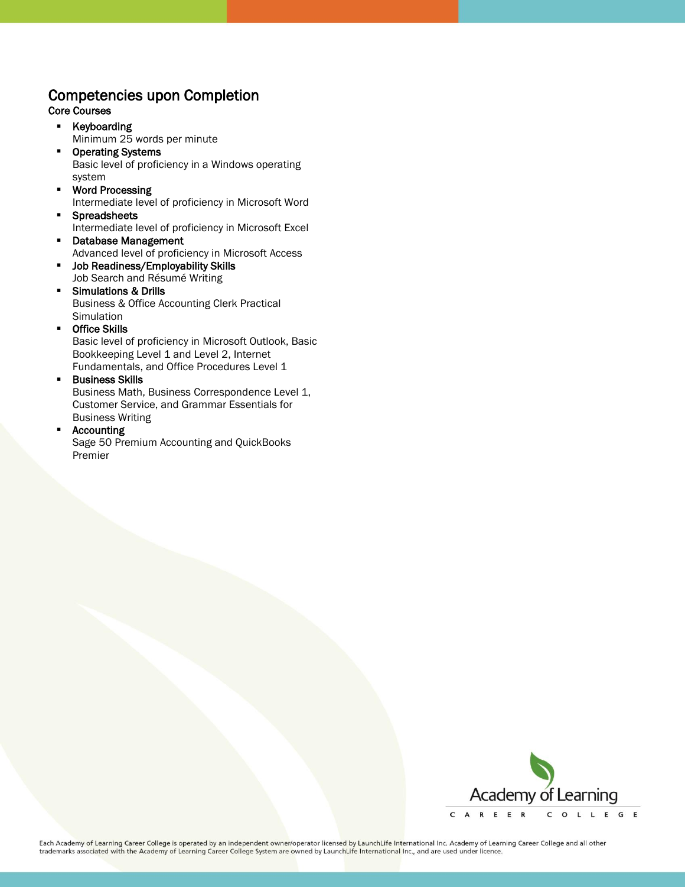## Competencies upon Completion

### Core Courses

- **Keyboarding**
  Minimum 25 words per minute
- **Operating Systems**
  Basic level of proficiency in a Windows operating system
- **Word Processing**
  Intermediate level of proficiency in Microsoft Word
- **Spreadsheets**
  Intermediate level of proficiency in Microsoft Excel
- **Database Management**
  Advanced level of proficiency in Microsoft Access
- **Job Readiness/Employability Skills**
  Job Search and Résumé Writing
- **Simulations & Drills**
  Business & Office Accounting Clerk Practical Simulation
- **Office Skills**
  Basic level of proficiency in Microsoft Outlook, Basic Bookkeeping Level 1 and Level 2, Internet Fundamentals, and Office Procedures Level 1
- **Business Skills**
  Business Math, Business Correspondence Level 1, Customer Service, and Grammar Essentials for Business Writing
- **Accounting**
  Sage 50 Premium Accounting and QuickBooks Premier

Academy of Learning
CAREER COLLEGE

Each Academy of Learning Career College is operated by an independent owner/operator licensed by LaunchLife International Inc. Academy of Learning Career College and all other trademarks associated with the Academy of Learning Career College System are owned by LaunchLife International Inc., and are used under licence.